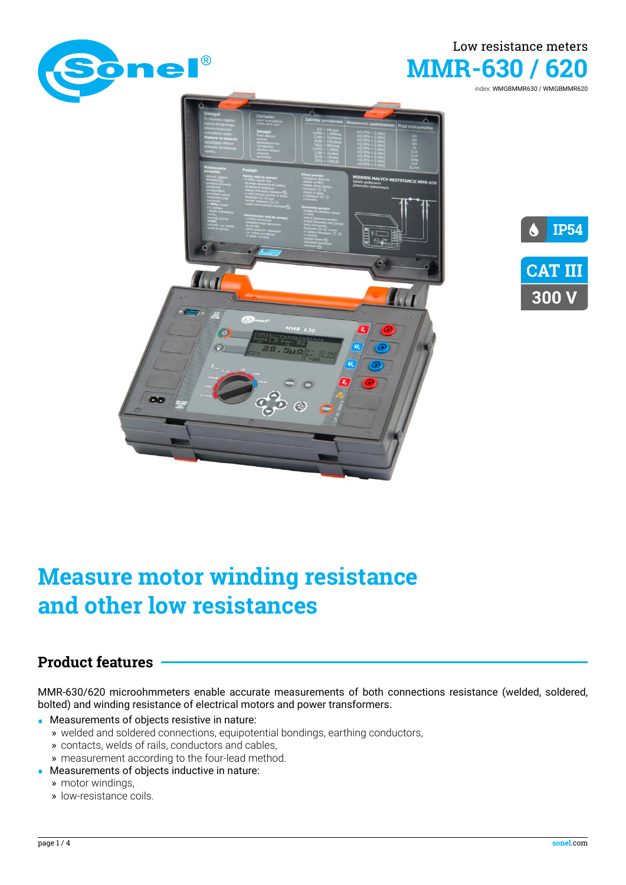Low resistance meters

# MMR-630 / 620

index: WMGBMMR630 / WMGBMMR620

IP54

CAT III 300 V

# Measure motor winding resistance and other low resistances

## Product features

MMR-630/620 microohmmeters enable accurate measurements of both connections resistance (welded, soldered, bolted) and winding resistance of electrical motors and power transformers.

- Measurements of objects resistive in nature:
  - » welded and soldered connections, equipotential bondings, earthing conductors,
  - » contacts, welds of rails, conductors and cables,
  - » measurement according to the four-lead method.
- Measurements of objects inductive in nature:
  - » motor windings,
  - » low-resistance coils.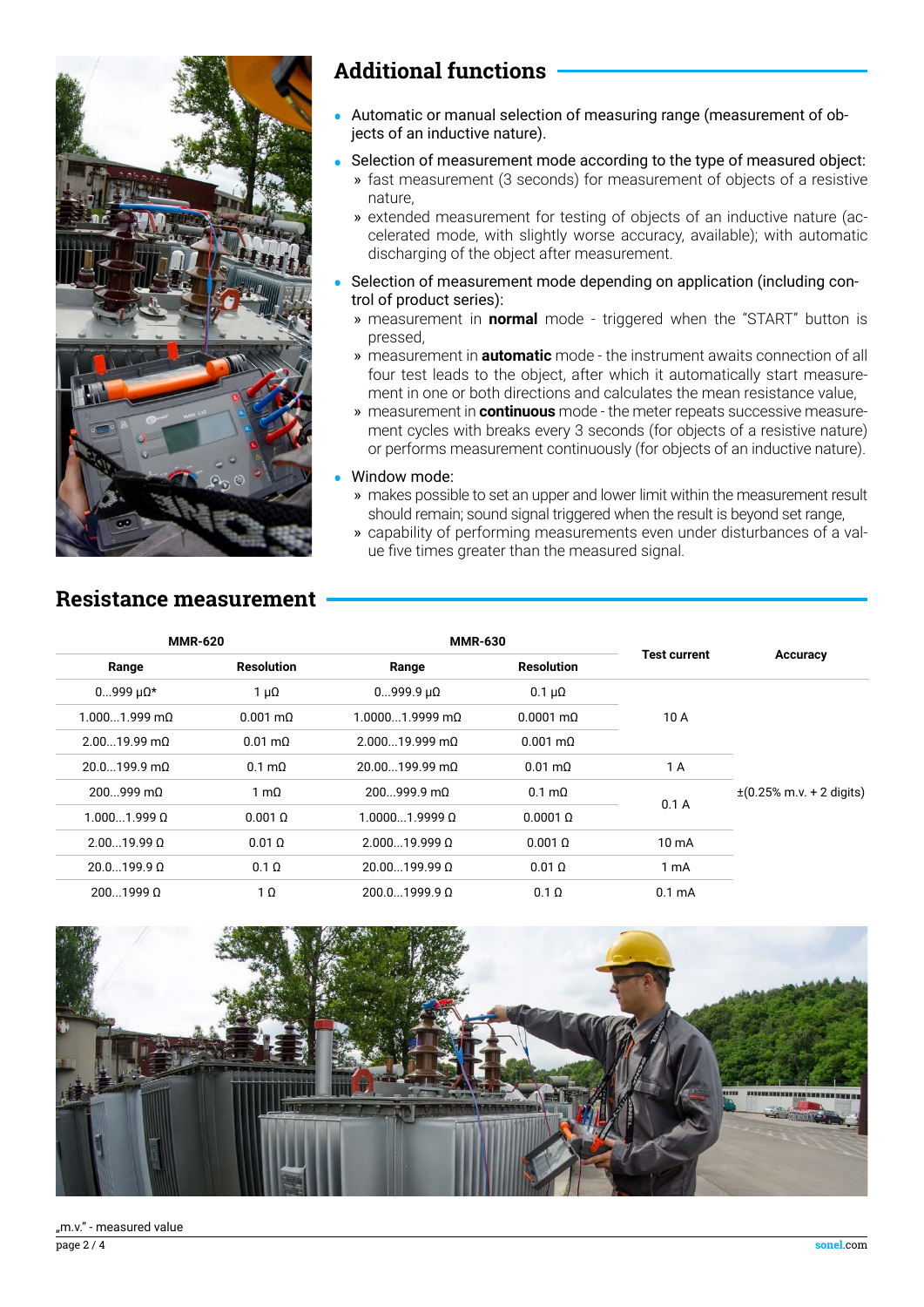## Additional functions

- Automatic or manual selection of measuring range (measurement of objects of an inductive nature).
- Selection of measurement mode according to the type of measured object:
  - » fast measurement (3 seconds) for measurement of objects of a resistive nature,
  - » extended measurement for testing of objects of an inductive nature (accelerated mode, with slightly worse accuracy, available); with automatic discharging of the object after measurement.
- Selection of measurement mode depending on application (including control of product series):
  - » measurement in **normal** mode - triggered when the "START" button is pressed,
  - » measurement in **automatic** mode - the instrument awaits connection of all four test leads to the object, after which it automatically start measurement in one or both directions and calculates the mean resistance value,
  - » measurement in **continuous** mode - the meter repeats successive measurement cycles with breaks every 3 seconds (for objects of a resistive nature) or performs measurement continuously (for objects of an inductive nature).
- Window mode:
  - » makes possible to set an upper and lower limit within the measurement result should remain; sound signal triggered when the result is beyond set range,
  - » capability of performing measurements even under disturbances of a value five times greater than the measured signal.

## Resistance measurement

| MMR-620 | | MMR-630 | | Test current | Accuracy |
|---|---|---|---|---|---|
| Range | Resolution | Range | Resolution | | |
| 0...999 μΩ* | 1 μΩ | 0...999.9 μΩ | 0.1 μΩ | 10 A | ±(0.25% m.v. + 2 digits) |
| 1.000...1.999 mΩ | 0.001 mΩ | 1.0000...1.9999 mΩ | 0.0001 mΩ | | |
| 2.00...19.99 mΩ | 0.01 mΩ | 2.000...19.999 mΩ | 0.001 mΩ | | |
| 20.0...199.9 mΩ | 0.1 mΩ | 20.00...199.99 mΩ | 0.01 mΩ | 1 A | |
| 200...999 mΩ | 1 mΩ | 200...999.9 mΩ | 0.1 mΩ | 0.1 A | |
| 1.000...1.999 Ω | 0.001 Ω | 1.0000...1.9999 Ω | 0.0001 Ω | | |
| 2.00...19.99 Ω | 0.01 Ω | 2.000...19.999 Ω | 0.001 Ω | 10 mA | |
| 20.0...199.9 Ω | 0.1 Ω | 20.00...199.99 Ω | 0.01 Ω | 1 mA | |
| 200...1999 Ω | 1 Ω | 200.0...1999.9 Ω | 0.1 Ω | 0.1 mA | |

„m.v." - measured value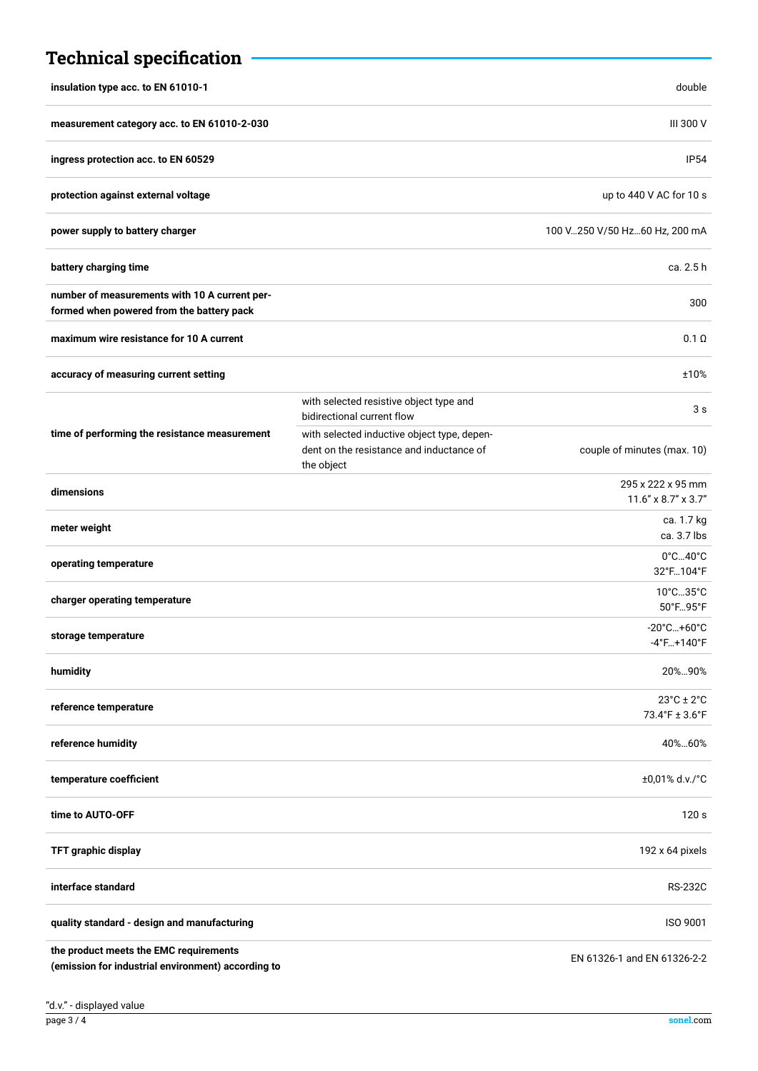## Technical specification

| | | |
|---|---|---|
| **insulation type acc. to EN 61010-1** | | double |
| **measurement category acc. to EN 61010-2-030** | | III 300 V |
| **ingress protection acc. to EN 60529** | | IP54 |
| **protection against external voltage** | | up to 440 V AC for 10 s |
| **power supply to battery charger** | | 100 V…250 V/50 Hz…60 Hz, 200 mA |
| **battery charging time** | | ca. 2.5 h |
| **number of measurements with 10 A current performed when powered from the battery pack** | | 300 |
| **maximum wire resistance for 10 A current** | | 0.1 Ω |
| **accuracy of measuring current setting** | | ±10% |
| **time of performing the resistance measurement** | with selected resistive object type and bidirectional current flow | 3 s |
| | with selected inductive object type, dependent on the resistance and inductance of the object | couple of minutes (max. 10) |
| **dimensions** | | 295 x 222 x 95 mm<br>11.6” x 8.7” x 3.7” |
| **meter weight** | | ca. 1.7 kg<br>ca. 3.7 lbs |
| **operating temperature** | | 0°C…40°C<br>32°F…104°F |
| **charger operating temperature** | | 10°C…35°C<br>50°F…95°F |
| **storage temperature** | | -20°C…+60°C<br>-4°F…+140°F |
| **humidity** | | 20%…90% |
| **reference temperature** | | 23°C ± 2°C<br>73.4°F ± 3.6°F |
| **reference humidity** | | 40%…60% |
| **temperature coefficient** | | ±0,01% d.v./°C |
| **time to AUTO-OFF** | | 120 s |
| **TFT graphic display** | | 192 x 64 pixels |
| **interface standard** | | RS-232C |
| **quality standard - design and manufacturing** | | ISO 9001 |
| **the product meets the EMC requirements (emission for industrial environment) according to** | | EN 61326-1 and EN 61326-2-2 |

"d.v." - displayed value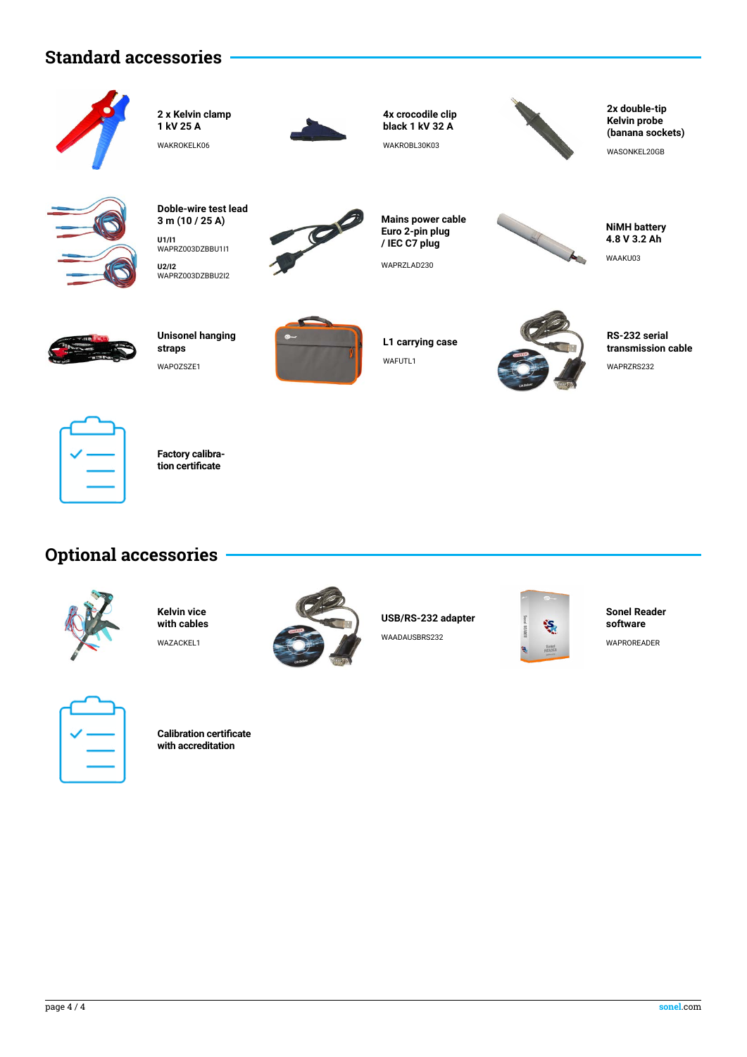## Standard accessories

**2 x Kelvin clamp 1 kV 25 A**

WAKROKELK06

**4x crocodile clip black 1 kV 32 A**

WAKROBL30K03

**2x double-tip Kelvin probe (banana sockets)**

WASONKEL20GB

**Doble-wire test lead 3 m (10 / 25 A)**

**U1/I1**
WAPRZ003DZBBU1I1

**U2/I2**
WAPRZ003DZBBU2I2

**Mains power cable Euro 2-pin plug / IEC C7 plug**

WAPRZLAD230

**NiMH battery 4.8 V 3.2 Ah**

WAAKU03

**Unisonel hanging straps**

WAPOZSZE1

**L1 carrying case**

WAFUTL1

**RS-232 serial transmission cable**

WAPRZRS232

**Factory calibra-tion certificate**

## Optional accessories

**Kelvin vice with cables**

WAZACKEL1

**USB/RS-232 adapter**

WAADAUSBRS232

**Sonel Reader software**

WAPROREADER

**Calibration certificate with accreditation**